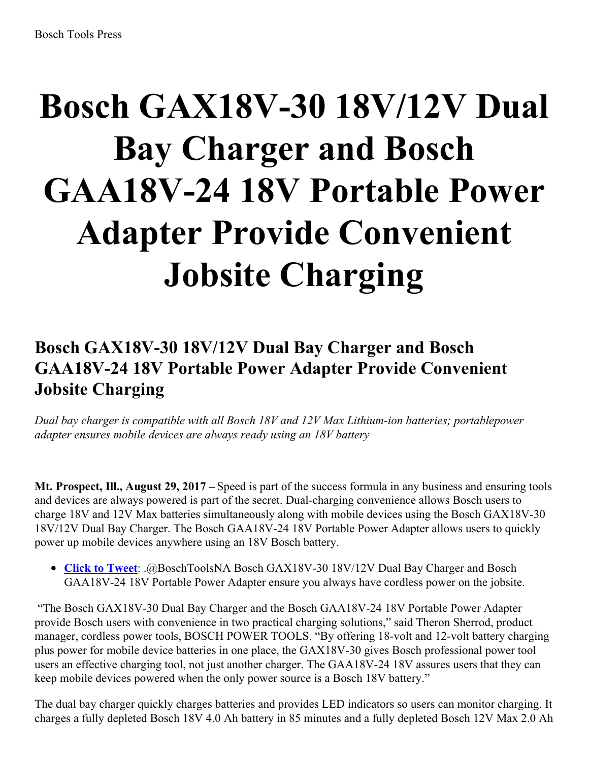# Bosch GAX18V-30 18V/12V Dual Bay Charger and Bosch GAA18V-24 18V Portable Power Adapter Provide Convenient Jobsite Charging

## Bosch GAX18V-30 18V/12V Dual Bay Charger and Bosch GAA18V-24 18V Portable Power Adapter Provide Convenient Jobsite Charging

*Dual bay charger is compatible with all Bosch 18V and 12V Max Lithium-ion batteries; portablepower adapter ensures mobile devices are always ready using an 18V battery*

**Mt. Prospect, Ill., August 29, 2017 –** Speed is part of the success formula in any business and ensuring tools and devices are always powered is part of the secret. Dual-charging convenience allows Bosch users to charge 18V and 12V Max batteries simultaneously along with mobile devices using the Bosch GAX18V-30 18V/12V Dual Bay Charger. The Bosch GAA18V-24 18V Portable Power Adapter allows users to quickly power up mobile devices anywhere using an 18V Bosch battery.

- **Click to Tweet**: .@BoschToolsNA Bosch GAX18V-30 18V/12V Dual Bay Charger and Bosch GAA18V-24 18V Portable Power Adapter ensure you always have cordless power on the jobsite.

"The Bosch GAX18V-30 Dual Bay Charger and the Bosch GAA18V-24 18V Portable Power Adapter provide Bosch users with convenience in two practical charging solutions," said Theron Sherrod, product manager, cordless power tools, BOSCH POWER TOOLS. "By offering 18-volt and 12-volt battery charging plus power for mobile device batteries in one place, the GAX18V-30 gives Bosch professional power tool users an effective charging tool, not just another charger. The GAA18V-24 18V assures users that they can keep mobile devices powered when the only power source is a Bosch 18V battery."

The dual bay charger quickly charges batteries and provides LED indicators so users can monitor charging. It charges a fully depleted Bosch 18V 4.0 Ah battery in 85 minutes and a fully depleted Bosch 12V Max 2.0 Ah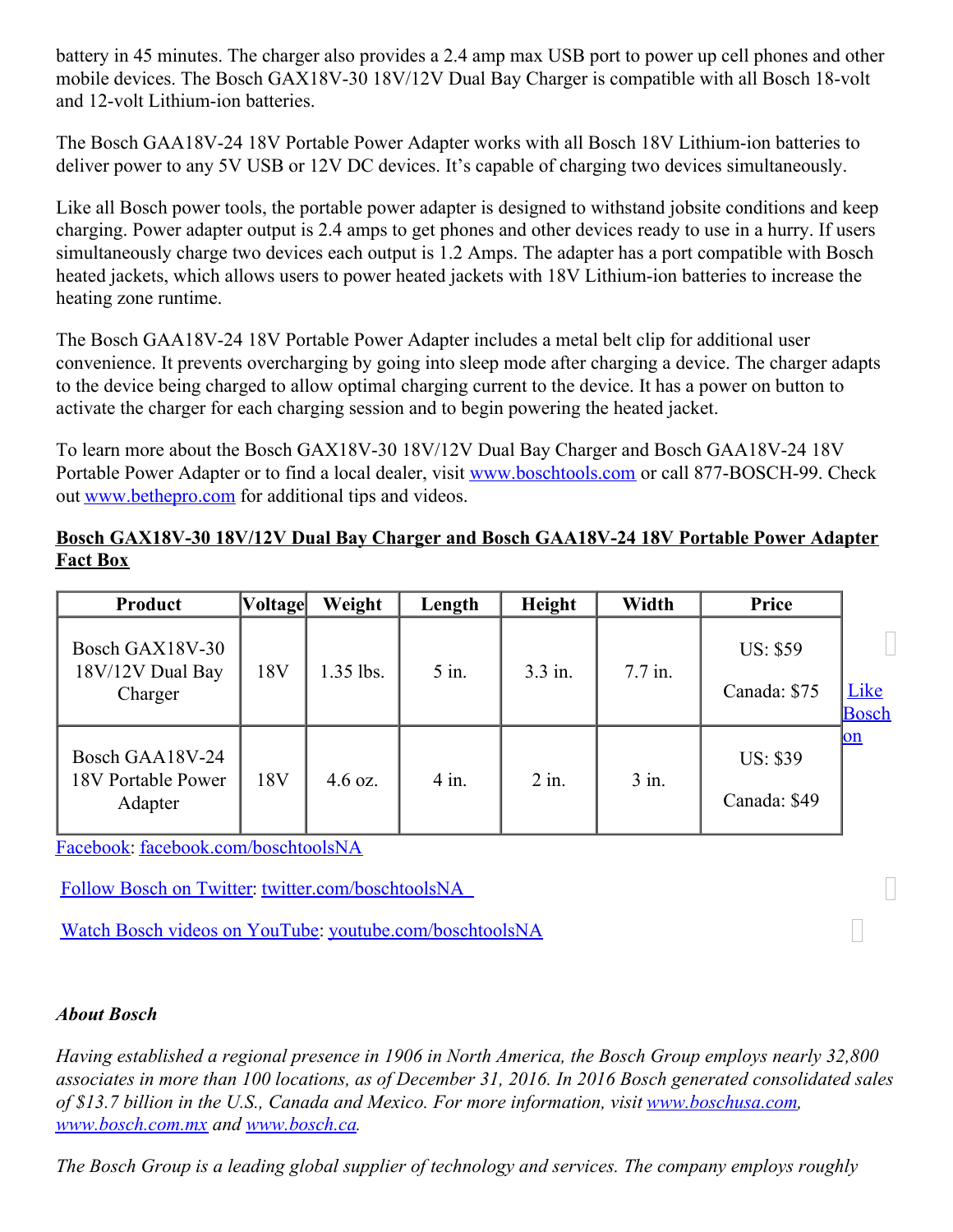battery in 45 minutes. The charger also provides a 2.4 amp max USB port to power up cell phones and other mobile devices. The Bosch GAX18V-30 18V/12V Dual Bay Charger is compatible with all Bosch 18-volt and 12-volt Lithium-ion batteries.

The Bosch GAA18V-24 18V Portable Power Adapter works with all Bosch 18V Lithium-ion batteries to deliver power to any 5V USB or 12V DC devices. It's capable of charging two devices simultaneously.

Like all Bosch power tools, the portable power adapter is designed to withstand jobsite conditions and keep charging. Power adapter output is 2.4 amps to get phones and other devices ready to use in a hurry. If users simultaneously charge two devices each output is 1.2 Amps. The adapter has a port compatible with Bosch heated jackets, which allows users to power heated jackets with 18V Lithium-ion batteries to increase the heating zone runtime.

The Bosch GAA18V-24 18V Portable Power Adapter includes a metal belt clip for additional user convenience. It prevents overcharging by going into sleep mode after charging a device. The charger adapts to the device being charged to allow optimal charging current to the device. It has a power on button to activate the charger for each charging session and to begin powering the heated jacket.

To learn more about the Bosch GAX18V-30 18V/12V Dual Bay Charger and Bosch GAA18V-24 18V Portable Power Adapter or to find a local dealer, visit www.boschtools.com or call 877-BOSCH-99. Check out www.bethepro.com for additional tips and videos.

**Bosch GAX18V-30 18V/12V Dual Bay Charger and Bosch GAA18V-24 18V Portable Power Adapter Fact Box**

| Product | Voltage | Weight | Length | Height | Width | Price |
|---|---|---|---|---|---|---|
| Bosch GAX18V-30 18V/12V Dual Bay Charger | 18V | 1.35 lbs. | 5 in. | 3.3 in. | 7.7 in. | US: $59<br>Canada: $75 |
| Bosch GAA18V-24 18V Portable Power Adapter | 18V | 4.6 oz. | 4 in. | 2 in. | 3 in. | US: $39<br>Canada: $49 |

Like Bosch on Facebook: facebook.com/boschtoolsNA

Follow Bosch on Twitter: twitter.com/boschtoolsNA

Watch Bosch videos on YouTube: youtube.com/boschtoolsNA

***About Bosch***

*Having established a regional presence in 1906 in North America, the Bosch Group employs nearly 32,800 associates in more than 100 locations, as of December 31, 2016. In 2016 Bosch generated consolidated sales of $13.7 billion in the U.S., Canada and Mexico. For more information, visit www.boschusa.com, www.bosch.com.mx and www.bosch.ca.*

*The Bosch Group is a leading global supplier of technology and services. The company employs roughly*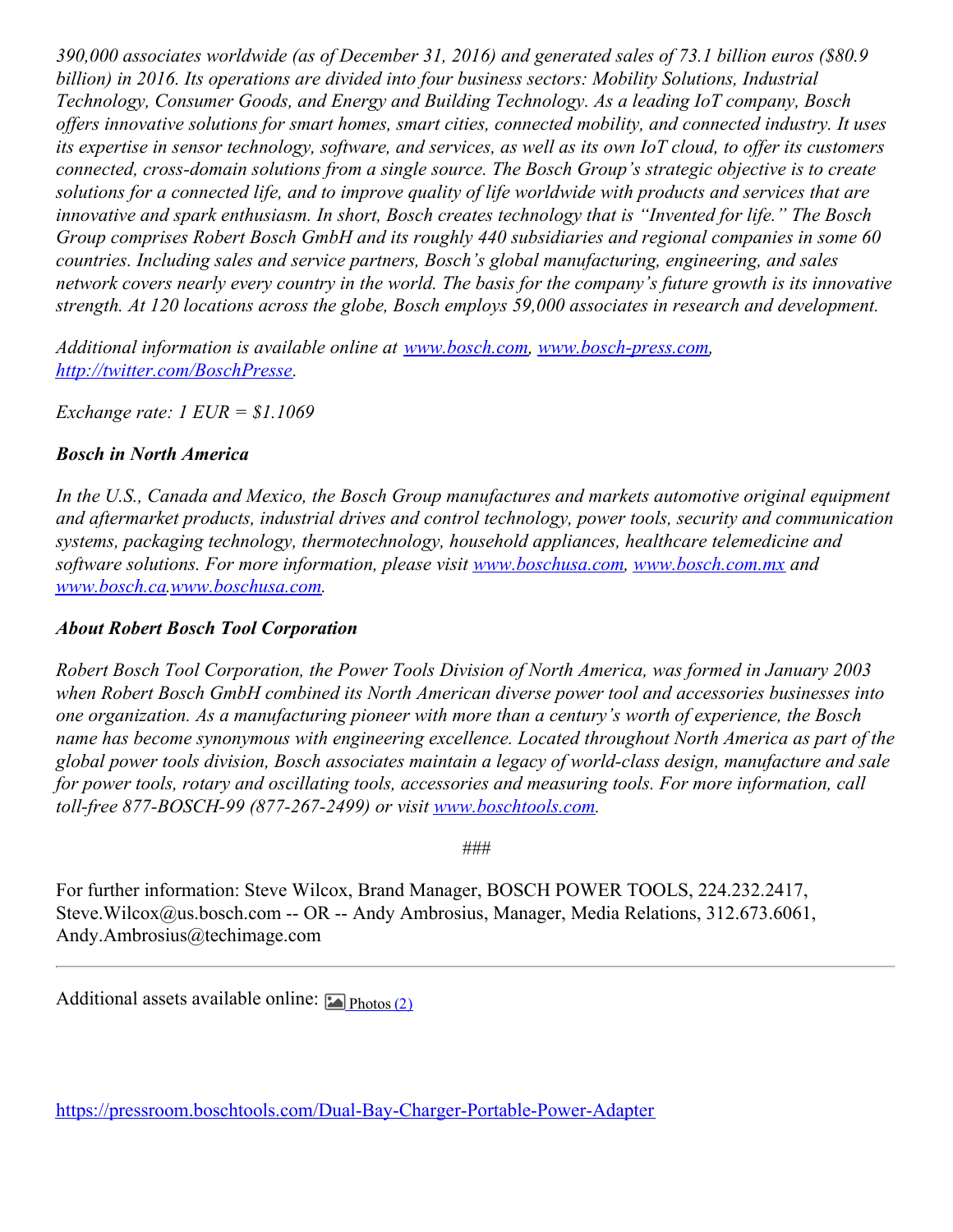*390,000 associates worldwide (as of December 31, 2016) and generated sales of 73.1 billion euros ($80.9 billion) in 2016. Its operations are divided into four business sectors: Mobility Solutions, Industrial Technology, Consumer Goods, and Energy and Building Technology. As a leading IoT company, Bosch offers innovative solutions for smart homes, smart cities, connected mobility, and connected industry. It uses its expertise in sensor technology, software, and services, as well as its own IoT cloud, to offer its customers connected, cross-domain solutions from a single source. The Bosch Group's strategic objective is to create solutions for a connected life, and to improve quality of life worldwide with products and services that are innovative and spark enthusiasm. In short, Bosch creates technology that is "Invented for life." The Bosch Group comprises Robert Bosch GmbH and its roughly 440 subsidiaries and regional companies in some 60 countries. Including sales and service partners, Bosch's global manufacturing, engineering, and sales network covers nearly every country in the world. The basis for the company's future growth is its innovative strength. At 120 locations across the globe, Bosch employs 59,000 associates in research and development.*

*Additional information is available online at [www.bosch.com](www.bosch.com), [www.bosch-press.com](www.bosch-press.com), [http://twitter.com/BoschPresse](http://twitter.com/BoschPresse).*

*Exchange rate: 1 EUR = $1.1069*

***Bosch in North America***

*In the U.S., Canada and Mexico, the Bosch Group manufactures and markets automotive original equipment and aftermarket products, industrial drives and control technology, power tools, security and communication systems, packaging technology, thermotechnology, household appliances, healthcare telemedicine and software solutions. For more information, please visit [www.boschusa.com](www.boschusa.com), [www.bosch.com.mx](www.bosch.com.mx) and [www.bosch.ca](www.bosch.ca).[www.boschusa.com](www.boschusa.com).*

***About Robert Bosch Tool Corporation***

*Robert Bosch Tool Corporation, the Power Tools Division of North America, was formed in January 2003 when Robert Bosch GmbH combined its North American diverse power tool and accessories businesses into one organization. As a manufacturing pioneer with more than a century's worth of experience, the Bosch name has become synonymous with engineering excellence. Located throughout North America as part of the global power tools division, Bosch associates maintain a legacy of world-class design, manufacture and sale for power tools, rotary and oscillating tools, accessories and measuring tools. For more information, call toll-free 877-BOSCH-99 (877-267-2499) or visit [www.boschtools.com](www.boschtools.com).*

###

For further information: Steve Wilcox, Brand Manager, BOSCH POWER TOOLS, 224.232.2417, Steve.Wilcox@us.bosch.com -- OR -- Andy Ambrosius, Manager, Media Relations, 312.673.6061, Andy.Ambrosius@techimage.com

---

Additional assets available online: Photos (2)

https://pressroom.boschtools.com/Dual-Bay-Charger-Portable-Power-Adapter